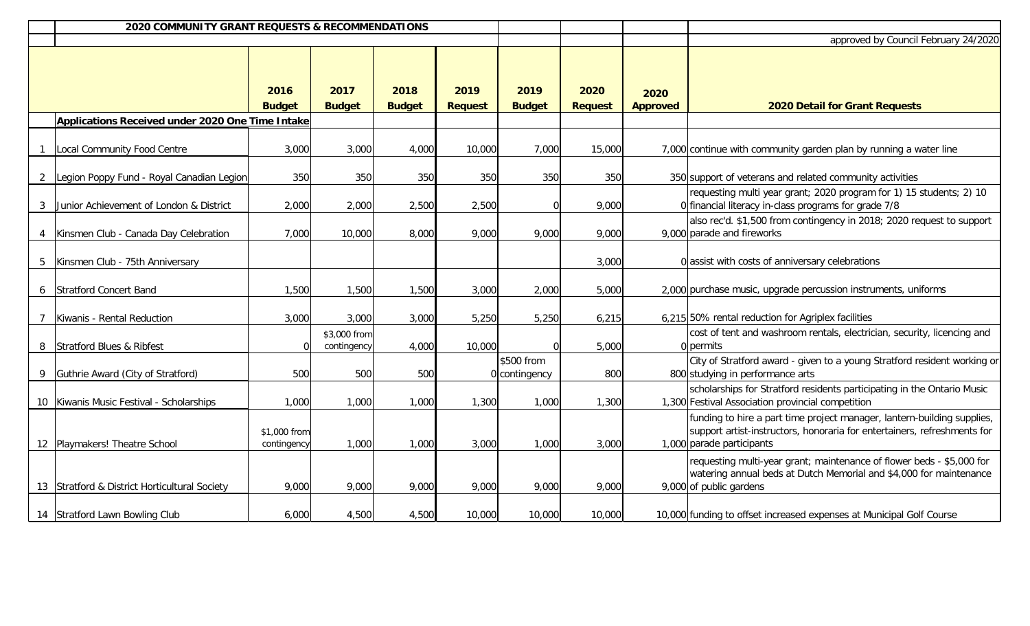## 2020 COMMUNITY GRANT REQUESTS & RECOMMENDATIONS

approved by Council February 24/2020

| | | 2016 Budget | 2017 Budget | 2018 Budget | 2019 Request | 2019 Budget | 2020 Request | 2020 Approved | 2020 Detail for Grant Requests |
|---|---|---|---|---|---|---|---|---|---|
| | **Applications Received under 2020 One Time Intake** | | | | | | | | |
| 1 | Local Community Food Centre | 3,000 | 3,000 | 4,000 | 10,000 | 7,000 | 15,000 | 7,000 | continue with community garden plan by running a water line |
| 2 | Legion Poppy Fund - Royal Canadian Legion | 350 | 350 | 350 | 350 | 350 | 350 | 350 | support of veterans and related community activities |
| 3 | Junior Achievement of London & District | 2,000 | 2,000 | 2,500 | 2,500 | 0 | 9,000 | 0 | requesting multi year grant; 2020 program for 1) 15 students; 2) 10 financial literacy in-class programs for grade 7/8 |
| 4 | Kinsmen Club - Canada Day Celebration | 7,000 | 10,000 | 8,000 | 9,000 | 9,000 | 9,000 | 9,000 | also rec'd. $1,500 from contingency in 2018; 2020 request to support parade and fireworks |
| 5 | Kinsmen Club - 75th Anniversary | | | | | | 3,000 | 0 | assist with costs of anniversary celebrations |
| 6 | Stratford Concert Band | 1,500 | 1,500 | 1,500 | 3,000 | 2,000 | 5,000 | 2,000 | purchase music, upgrade percussion instruments, uniforms |
| 7 | Kiwanis - Rental Reduction | 3,000 | 3,000 | 3,000 | 5,250 | 5,250 | 6,215 | 6,215 | 50% rental reduction for Agriplex facilities |
| 8 | Stratford Blues & Ribfest | 0 | $3,000 from contingency | 4,000 | 10,000 | 0 | 5,000 | 0 | cost of tent and washroom rentals, electrician, security, licencing and permits |
| 9 | Guthrie Award (City of Stratford) | 500 | 500 | 500 | | $500 from contingency 0 | 800 | 800 | City of Stratford award - given to a young Stratford resident working or studying in performance arts |
| 10 | Kiwanis Music Festival - Scholarships | 1,000 | 1,000 | 1,000 | 1,300 | 1,000 | 1,300 | 1,300 | scholarships for Stratford residents participating in the Ontario Music Festival Association provincial competition |
| 12 | Playmakers! Theatre School | $1,000 from contingency | 1,000 | 1,000 | 3,000 | 1,000 | 3,000 | 1,000 | funding to hire a part time project manager, lantern-building supplies, support artist-instructors, honoraria for entertainers, refreshments for parade participants |
| 13 | Stratford & District Horticultural Society | 9,000 | 9,000 | 9,000 | 9,000 | 9,000 | 9,000 | 9,000 | requesting multi-year grant; maintenance of flower beds - $5,000 for watering annual beds at Dutch Memorial and $4,000 for maintenance of public gardens |
| 14 | Stratford Lawn Bowling Club | 6,000 | 4,500 | 4,500 | 10,000 | 10,000 | 10,000 | 10,000 | funding to offset increased expenses at Municipal Golf Course |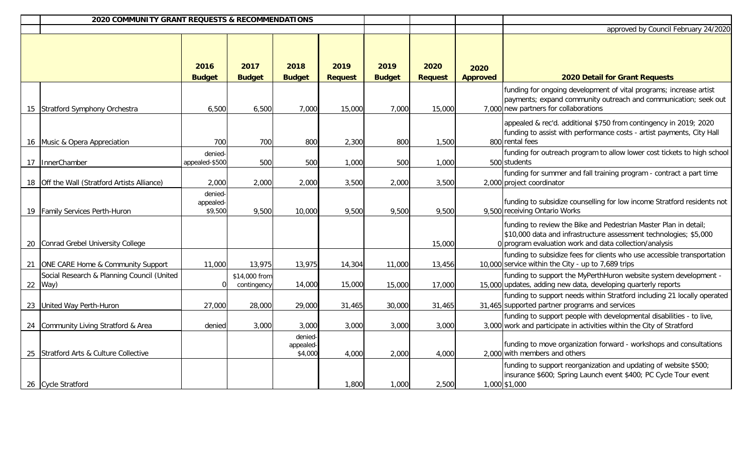| | 2020 COMMUNITY GRANT REQUESTS & RECOMMENDATIONS | | | | | | | | |
|---|---|---|---|---|---|---|---|---|---|
| | | | | | | | | | approved by Council February 24/2020 |
| | | 2016 Budget | 2017 Budget | 2018 Budget | 2019 Request | 2019 Budget | 2020 Request | 2020 Approved | 2020 Detail for Grant Requests |
| 15 | Stratford Symphony Orchestra | 6,500 | 6,500 | 7,000 | 15,000 | 7,000 | 15,000 | 7,000 | funding for ongoing development of vital programs; increase artist payments; expand community outreach and communication; seek out new partners for collaborations |
| 16 | Music & Opera Appreciation | 700 | 700 | 800 | 2,300 | 800 | 1,500 | 800 | appealed & rec'd. additional $750 from contingency in 2019; 2020 funding to assist with performance costs - artist payments, City Hall rental fees |
| 17 | InnerChamber | denied-appealed-$500 | 500 | 500 | 1,000 | 500 | 1,000 | 500 | funding for outreach program to allow lower cost tickets to high school students |
| 18 | Off the Wall (Stratford Artists Alliance) | 2,000 | 2,000 | 2,000 | 3,500 | 2,000 | 3,500 | 2,000 | funding for summer and fall training program - contract a part time project coordinator |
| 19 | Family Services Perth-Huron | denied-appealed-$9,500 | 9,500 | 10,000 | 9,500 | 9,500 | 9,500 | 9,500 | funding to subsidize counselling for low income Stratford residents not receiving Ontario Works |
| 20 | Conrad Grebel University College | | | | | | 15,000 | 0 | funding to review the Bike and Pedestrian Master Plan in detail; $10,000 data and infrastructure assessment technologies; $5,000 program evaluation work and data collection/analysis |
| 21 | ONE CARE Home & Community Support | 11,000 | 13,975 | 13,975 | 14,304 | 11,000 | 13,456 | 10,000 | funding to subsidize fees for clients who use accessible transportation service within the City - up to 7,689 trips |
| 22 | Social Research & Planning Council (United Way) | 0 | $14,000 from contingency | 14,000 | 15,000 | 15,000 | 17,000 | 15,000 | funding to support the MyPerthHuron website system development - updates, adding new data, developing quarterly reports |
| 23 | United Way Perth-Huron | 27,000 | 28,000 | 29,000 | 31,465 | 30,000 | 31,465 | 31,465 | funding to support needs within Stratford including 21 locally operated supported partner programs and services |
| 24 | Community Living Stratford & Area | denied | 3,000 | 3,000 | 3,000 | 3,000 | 3,000 | 3,000 | funding to support people with developmental disabilities - to live, work and participate in activities within the City of Stratford |
| 25 | Stratford Arts & Culture Collective | | | denied-appealed-$4,000 | 4,000 | 2,000 | 4,000 | 2,000 | funding to move organization forward - workshops and consultations with members and others |
| 26 | Cycle Stratford | | | | 1,800 | 1,000 | 2,500 | 1,000 | funding to support reorganization and updating of website $500; insurance $600; Spring Launch event $400; PC Cycle Tour event $1,000 |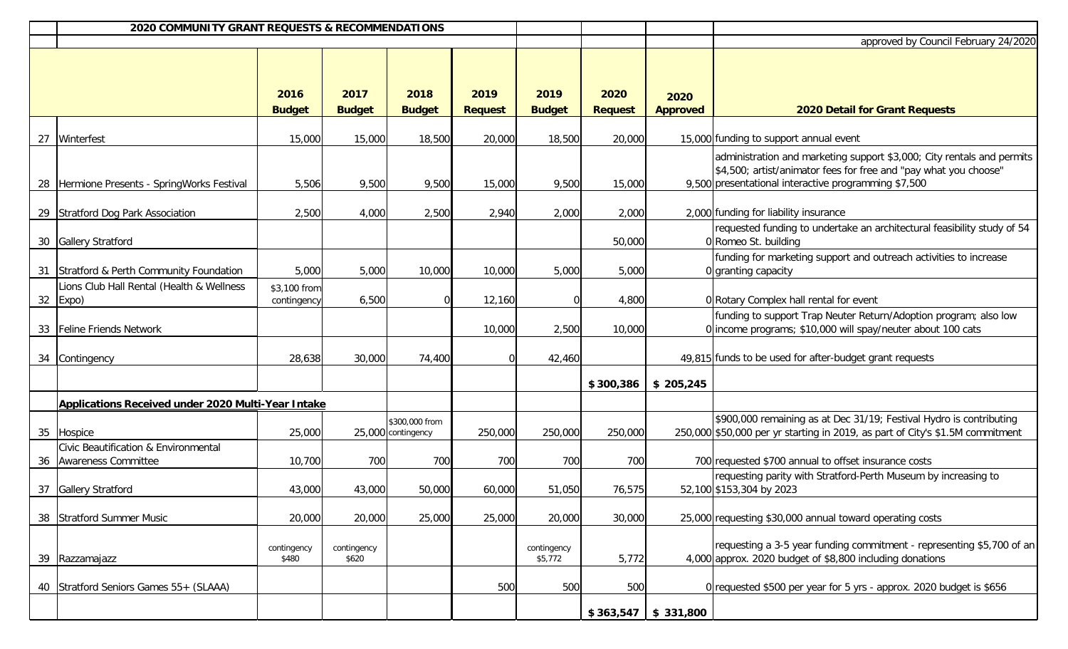| | 2020 COMMUNITY GRANT REQUESTS & RECOMMENDATIONS | | | | | | | | |
|---|---|---|---|---|---|---|---|---|---|
| | | | | | | | | | approved by Council February 24/2020 |
| | | 2016 Budget | 2017 Budget | 2018 Budget | 2019 Request | 2019 Budget | 2020 Request | 2020 Approved | 2020 Detail for Grant Requests |
| 27 | Winterfest | 15,000 | 15,000 | 18,500 | 20,000 | 18,500 | 20,000 | 15,000 | funding to support annual event |
| 28 | Hermione Presents - SpringWorks Festival | 5,506 | 9,500 | 9,500 | 15,000 | 9,500 | 15,000 | 9,500 | administration and marketing support $3,000; City rentals and permits $4,500; artist/animator fees for free and "pay what you choose" presentational interactive programming $7,500 |
| 29 | Stratford Dog Park Association | 2,500 | 4,000 | 2,500 | 2,940 | 2,000 | 2,000 | 2,000 | funding for liability insurance |
| 30 | Gallery Stratford | | | | | | 50,000 | 0 | requested funding to undertake an architectural feasibility study of 54 Romeo St. building |
| 31 | Stratford & Perth Community Foundation | 5,000 | 5,000 | 10,000 | 10,000 | 5,000 | 5,000 | 0 | funding for marketing support and outreach activities to increase granting capacity |
| 32 | Lions Club Hall Rental (Health & Wellness Expo) | $3,100 from contingency | 6,500 | 0 | 12,160 | 0 | 4,800 | 0 | Rotary Complex hall rental for event |
| 33 | Feline Friends Network | | | | 10,000 | 2,500 | 10,000 | 0 | funding to support Trap Neuter Return/Adoption program; also low income programs; $10,000 will spay/neuter about 100 cats |
| 34 | Contingency | 28,638 | 30,000 | 74,400 | 0 | 42,460 | | 49,815 | funds to be used for after-budget grant requests |
| | | | | | | | $ 300,386 | $ 205,245 | |
| | **Applications Received under 2020 Multi-Year Intake** | | | | | | | | |
| 35 | Hospice | 25,000 | 25,000 | $300,000 from contingency | 250,000 | 250,000 | 250,000 | 250,000 | $900,000 remaining as at Dec 31/19; Festival Hydro is contributing $50,000 per yr starting in 2019, as part of City's $1.5M commitment |
| 36 | Civic Beautification & Environmental Awareness Committee | 10,700 | 700 | 700 | 700 | 700 | 700 | 700 | requested $700 annual to offset insurance costs |
| 37 | Gallery Stratford | 43,000 | 43,000 | 50,000 | 60,000 | 51,050 | 76,575 | 52,100 | requesting parity with Stratford-Perth Museum by increasing to $153,304 by 2023 |
| 38 | Stratford Summer Music | 20,000 | 20,000 | 25,000 | 25,000 | 20,000 | 30,000 | 25,000 | requesting $30,000 annual toward operating costs |
| 39 | Razzamajazz | contingency $480 | contingency $620 | | | contingency $5,772 | 5,772 | 4,000 | requesting a 3-5 year funding commitment - representing $5,700 of an approx. 2020 budget of $8,800 including donations |
| 40 | Stratford Seniors Games 55+ (SLAAA) | | | | 500 | 500 | 500 | 0 | requested $500 per year for 5 yrs - approx. 2020 budget is $656 |
| | | | | | | | $ 363,547 | $ 331,800 | |